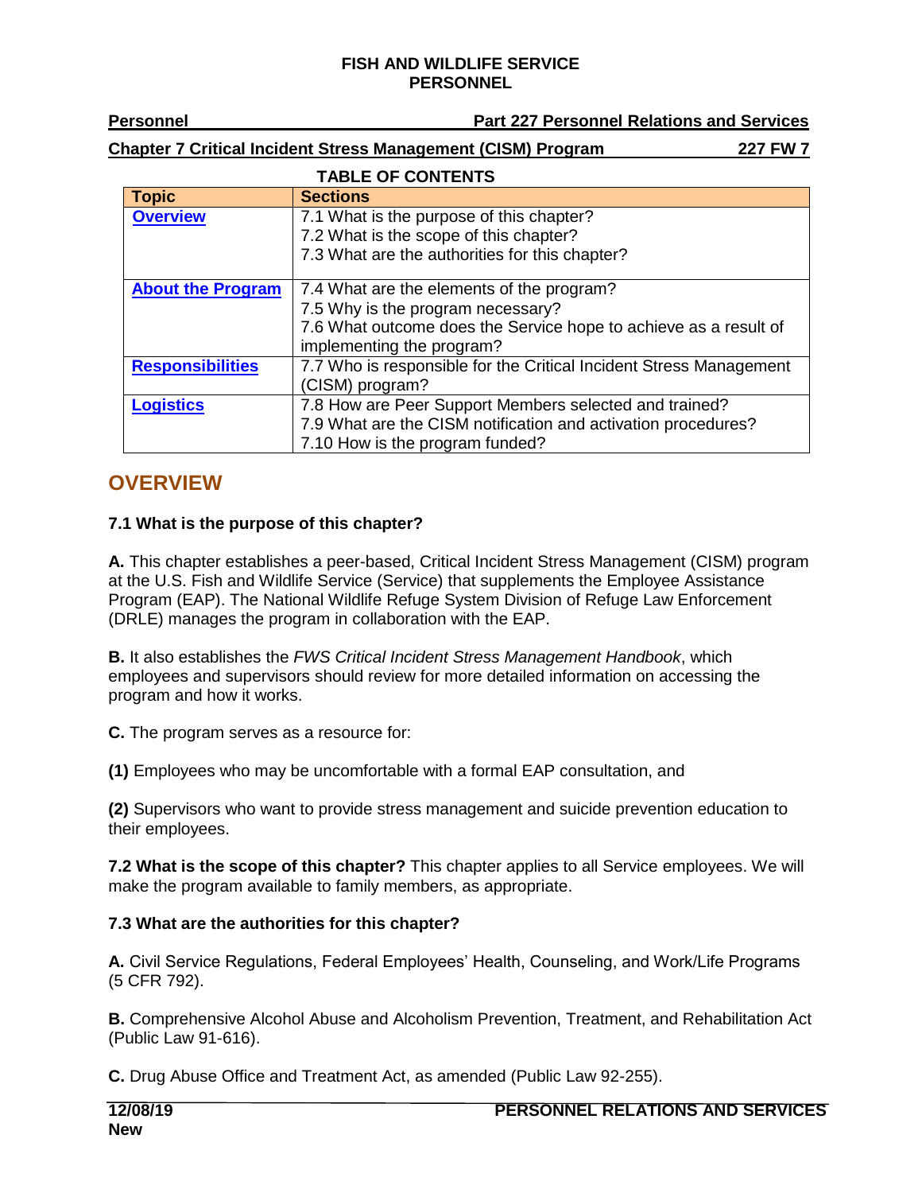**FISH AND WILDLIFE SERVICE**
**PERSONNEL**

**Personnel** **Part 227 Personnel Relations and Services**

**Chapter 7 Critical Incident Stress Management (CISM) Program** **227 FW 7**

**TABLE OF CONTENTS**

| Topic | Sections |
|---|---|
| Overview | 7.1 What is the purpose of this chapter?<br>7.2 What is the scope of this chapter?<br>7.3 What are the authorities for this chapter? |
| About the Program | 7.4 What are the elements of the program?<br>7.5 Why is the program necessary?<br>7.6 What outcome does the Service hope to achieve as a result of implementing the program? |
| Responsibilities | 7.7 Who is responsible for the Critical Incident Stress Management (CISM) program? |
| Logistics | 7.8 How are Peer Support Members selected and trained?<br>7.9 What are the CISM notification and activation procedures?<br>7.10 How is the program funded? |

## OVERVIEW

### 7.1 What is the purpose of this chapter?

**A.** This chapter establishes a peer-based, Critical Incident Stress Management (CISM) program at the U.S. Fish and Wildlife Service (Service) that supplements the Employee Assistance Program (EAP). The National Wildlife Refuge System Division of Refuge Law Enforcement (DRLE) manages the program in collaboration with the EAP.

**B.** It also establishes the *FWS Critical Incident Stress Management Handbook*, which employees and supervisors should review for more detailed information on accessing the program and how it works.

**C.** The program serves as a resource for:

**(1)** Employees who may be uncomfortable with a formal EAP consultation, and

**(2)** Supervisors who want to provide stress management and suicide prevention education to their employees.

**7.2 What is the scope of this chapter?** This chapter applies to all Service employees. We will make the program available to family members, as appropriate.

### 7.3 What are the authorities for this chapter?

**A.** Civil Service Regulations, Federal Employees' Health, Counseling, and Work/Life Programs (5 CFR 792).

**B.** Comprehensive Alcohol Abuse and Alcoholism Prevention, Treatment, and Rehabilitation Act (Public Law 91-616).

**C.** Drug Abuse Office and Treatment Act, as amended (Public Law 92-255).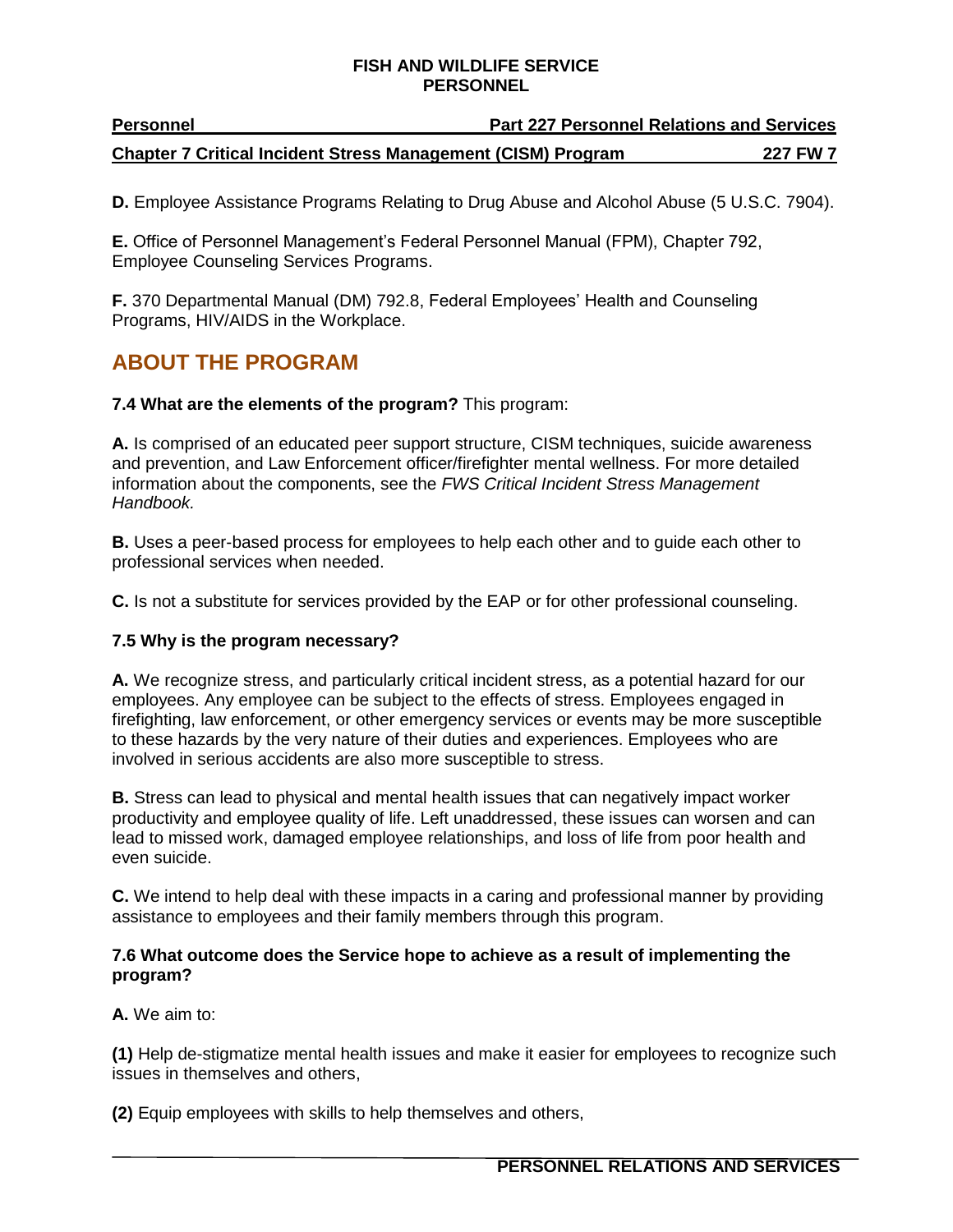**D.** Employee Assistance Programs Relating to Drug Abuse and Alcohol Abuse (5 U.S.C. 7904).

**E.** Office of Personnel Management's Federal Personnel Manual (FPM), Chapter 792, Employee Counseling Services Programs.

**F.** 370 Departmental Manual (DM) 792.8, Federal Employees' Health and Counseling Programs, HIV/AIDS in the Workplace.

## ABOUT THE PROGRAM

**7.4 What are the elements of the program?** This program:

**A.** Is comprised of an educated peer support structure, CISM techniques, suicide awareness and prevention, and Law Enforcement officer/firefighter mental wellness. For more detailed information about the components, see the *FWS Critical Incident Stress Management Handbook.*

**B.** Uses a peer-based process for employees to help each other and to guide each other to professional services when needed.

**C.** Is not a substitute for services provided by the EAP or for other professional counseling.

**7.5 Why is the program necessary?**

**A.** We recognize stress, and particularly critical incident stress, as a potential hazard for our employees. Any employee can be subject to the effects of stress. Employees engaged in firefighting, law enforcement, or other emergency services or events may be more susceptible to these hazards by the very nature of their duties and experiences. Employees who are involved in serious accidents are also more susceptible to stress.

**B.** Stress can lead to physical and mental health issues that can negatively impact worker productivity and employee quality of life. Left unaddressed, these issues can worsen and can lead to missed work, damaged employee relationships, and loss of life from poor health and even suicide.

**C.** We intend to help deal with these impacts in a caring and professional manner by providing assistance to employees and their family members through this program.

**7.6 What outcome does the Service hope to achieve as a result of implementing the program?**

**A.** We aim to:

**(1)** Help de-stigmatize mental health issues and make it easier for employees to recognize such issues in themselves and others,

**(2)** Equip employees with skills to help themselves and others,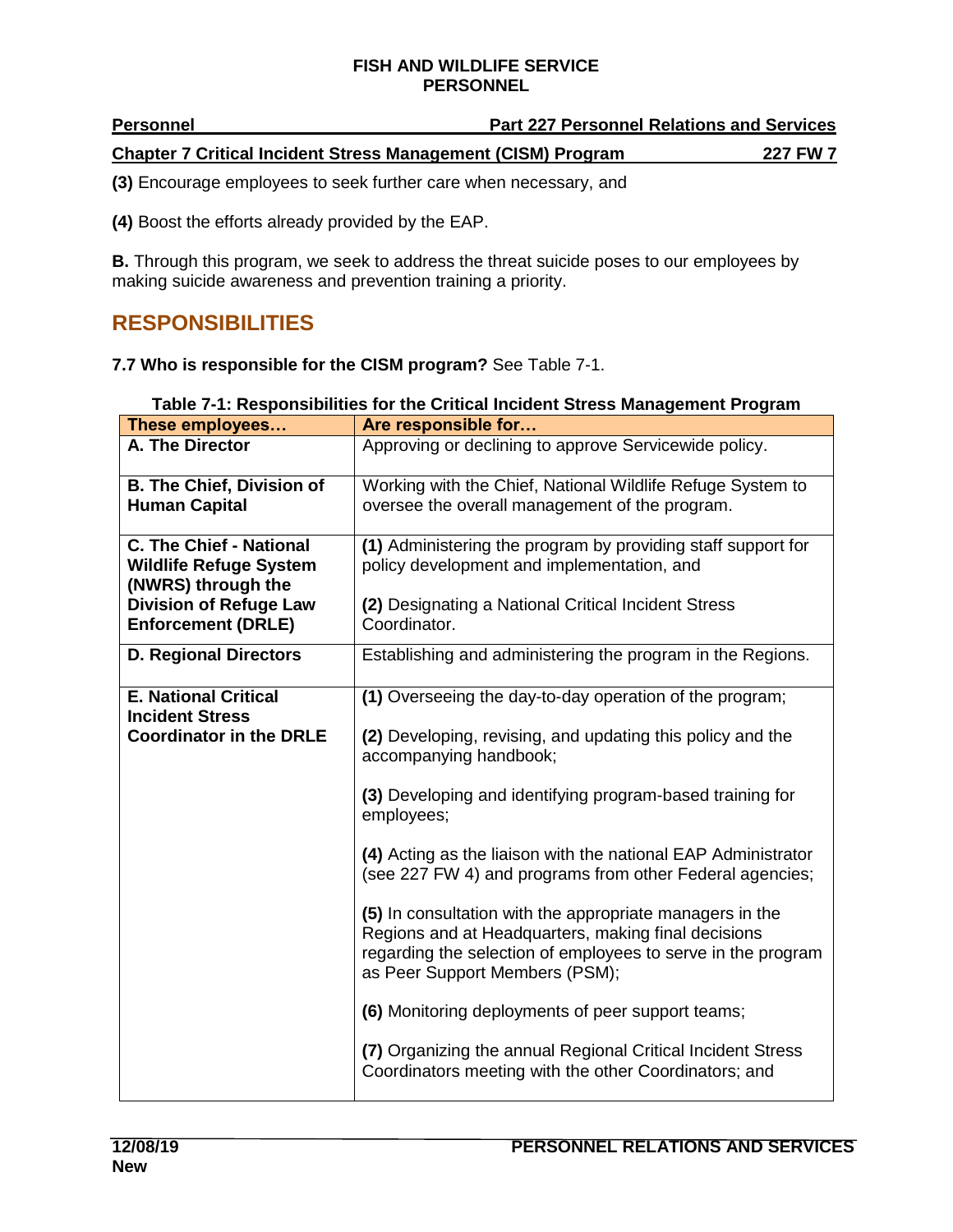**(3)** Encourage employees to seek further care when necessary, and

**(4)** Boost the efforts already provided by the EAP.

**B.** Through this program, we seek to address the threat suicide poses to our employees by making suicide awareness and prevention training a priority.

## RESPONSIBILITIES

**7.7 Who is responsible for the CISM program?** See Table 7-1.

**Table 7-1: Responsibilities for the Critical Incident Stress Management Program**

| These employees… | Are responsible for… |
|---|---|
| **A. The Director** | Approving or declining to approve Servicewide policy. |
| **B. The Chief, Division of Human Capital** | Working with the Chief, National Wildlife Refuge System to oversee the overall management of the program. |
| **C. The Chief - National Wildlife Refuge System (NWRS) through the Division of Refuge Law Enforcement (DRLE)** | **(1)** Administering the program by providing staff support for policy development and implementation, and<br><br>**(2)** Designating a National Critical Incident Stress Coordinator. |
| **D. Regional Directors** | Establishing and administering the program in the Regions. |
| **E. National Critical Incident Stress Coordinator in the DRLE** | **(1)** Overseeing the day-to-day operation of the program;<br><br>**(2)** Developing, revising, and updating this policy and the accompanying handbook;<br><br>**(3)** Developing and identifying program-based training for employees;<br><br>**(4)** Acting as the liaison with the national EAP Administrator (see 227 FW 4) and programs from other Federal agencies;<br><br>**(5)** In consultation with the appropriate managers in the Regions and at Headquarters, making final decisions regarding the selection of employees to serve in the program as Peer Support Members (PSM);<br><br>**(6)** Monitoring deployments of peer support teams;<br><br>**(7)** Organizing the annual Regional Critical Incident Stress Coordinators meeting with the other Coordinators; and |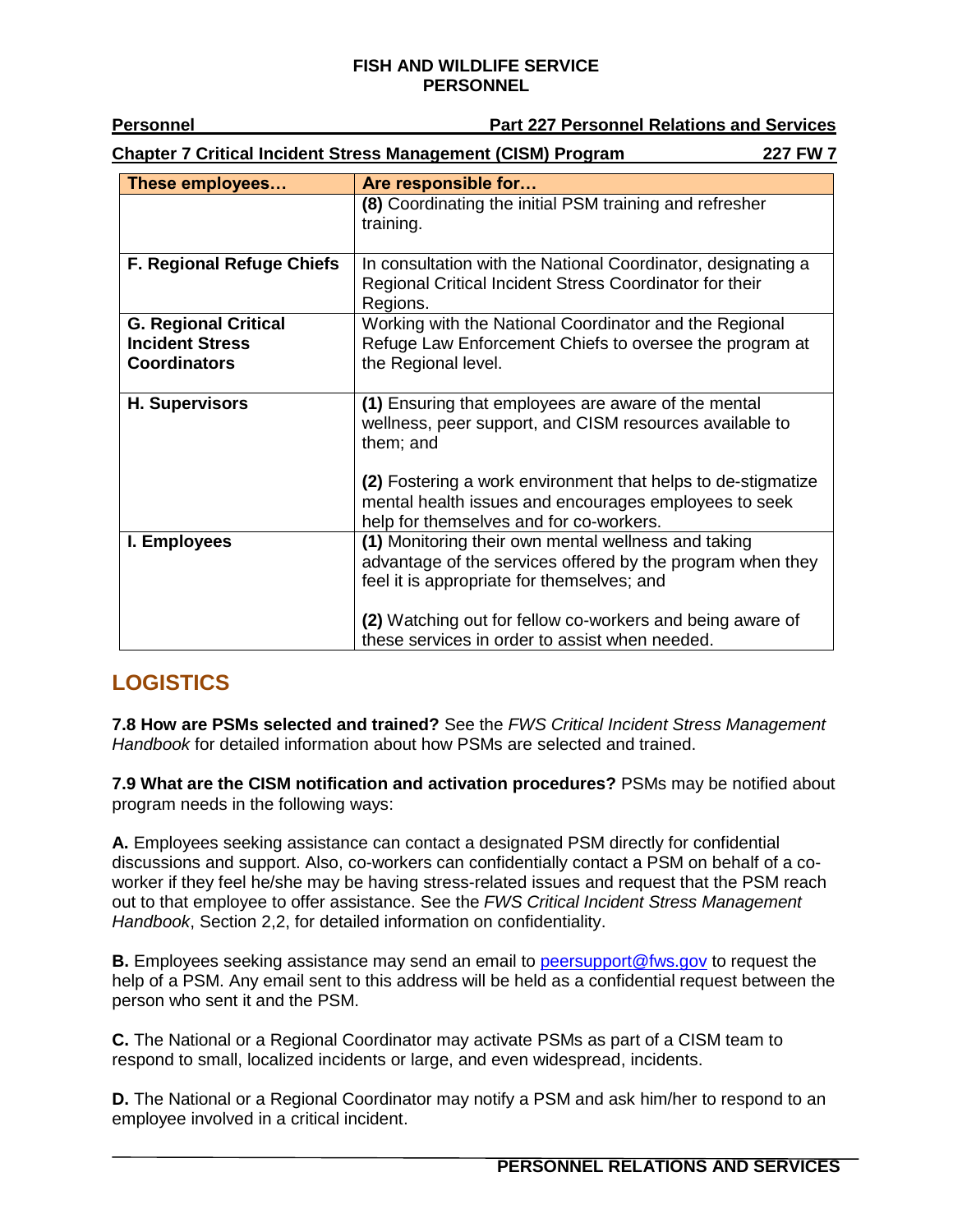| These employees… | Are responsible for… |
|---|---|
| | **(8)** Coordinating the initial PSM training and refresher training. |
| **F. Regional Refuge Chiefs** | In consultation with the National Coordinator, designating a Regional Critical Incident Stress Coordinator for their Regions. |
| **G. Regional Critical Incident Stress Coordinators** | Working with the National Coordinator and the Regional Refuge Law Enforcement Chiefs to oversee the program at the Regional level. |
| **H. Supervisors** | **(1)** Ensuring that employees are aware of the mental wellness, peer support, and CISM resources available to them; and<br><br>**(2)** Fostering a work environment that helps to de-stigmatize mental health issues and encourages employees to seek help for themselves and for co-workers. |
| **I. Employees** | **(1)** Monitoring their own mental wellness and taking advantage of the services offered by the program when they feel it is appropriate for themselves; and<br><br>**(2)** Watching out for fellow co-workers and being aware of these services in order to assist when needed. |

## LOGISTICS

**7.8 How are PSMs selected and trained?** See the *FWS Critical Incident Stress Management Handbook* for detailed information about how PSMs are selected and trained.

**7.9 What are the CISM notification and activation procedures?** PSMs may be notified about program needs in the following ways:

**A.** Employees seeking assistance can contact a designated PSM directly for confidential discussions and support. Also, co-workers can confidentially contact a PSM on behalf of a co-worker if they feel he/she may be having stress-related issues and request that the PSM reach out to that employee to offer assistance. See the *FWS Critical Incident Stress Management Handbook*, Section 2,2, for detailed information on confidentiality.

**B.** Employees seeking assistance may send an email to peersupport@fws.gov to request the help of a PSM. Any email sent to this address will be held as a confidential request between the person who sent it and the PSM.

**C.** The National or a Regional Coordinator may activate PSMs as part of a CISM team to respond to small, localized incidents or large, and even widespread, incidents.

**D.** The National or a Regional Coordinator may notify a PSM and ask him/her to respond to an employee involved in a critical incident.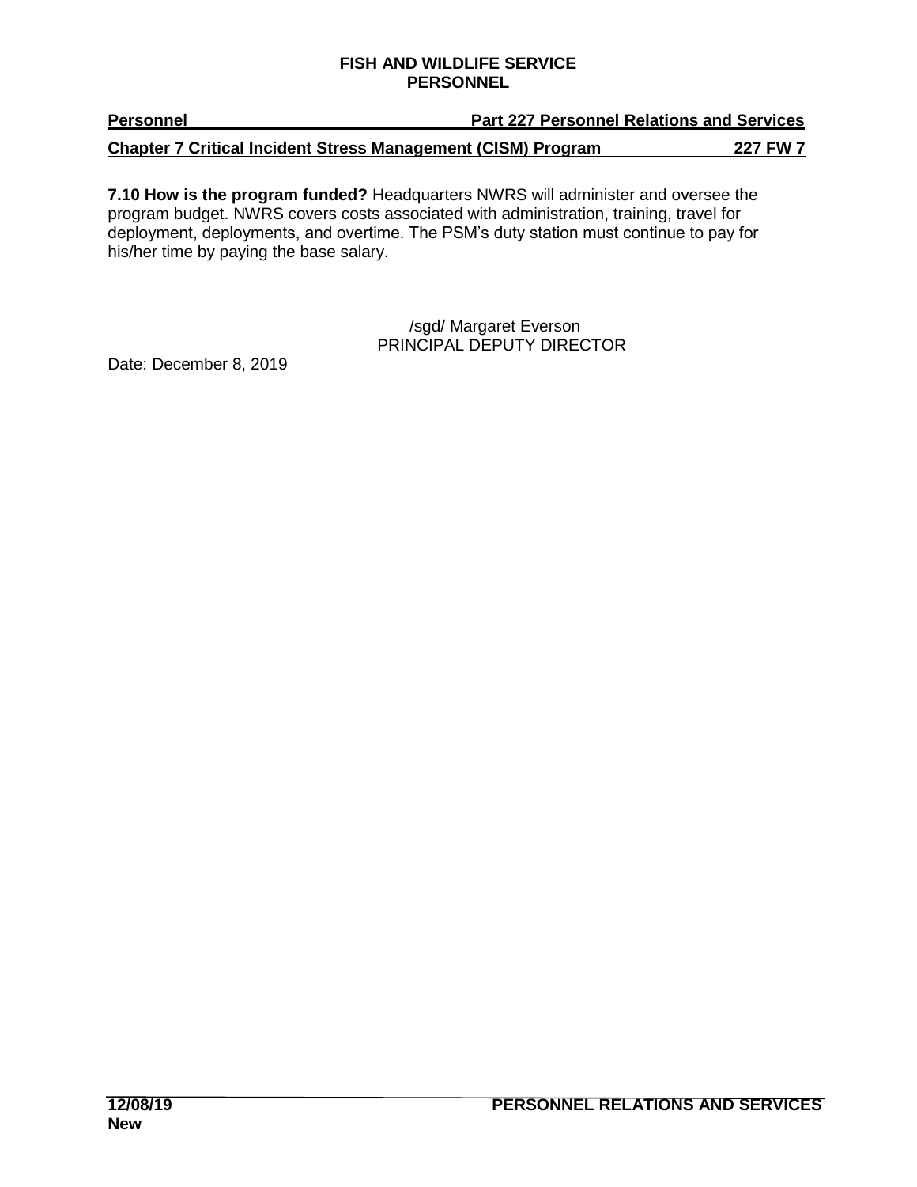**7.10 How is the program funded?** Headquarters NWRS will administer and oversee the program budget. NWRS covers costs associated with administration, training, travel for deployment, deployments, and overtime. The PSM's duty station must continue to pay for his/her time by paying the base salary.

/sgd/ Margaret Everson
PRINCIPAL DEPUTY DIRECTOR

Date: December 8, 2019